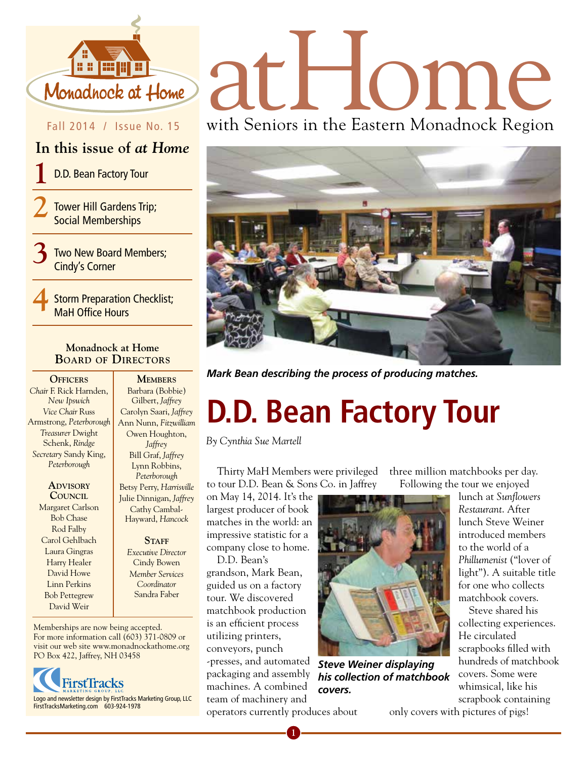# atHome

with Seniors in the Eastern Monadnock Region

Monadnock at Home

Fall 2014 / Issue No. 15

## In this issue of *at Home*

1. D.D. Bean Factory Tour
2. Tower Hill Gardens Trip; Social Memberships
3. Two New Board Members; Cindy's Corner
4. Storm Preparation Checklist; MaH Office Hours

### Monadnock at Home Board of Directors

**Officers**

*Chair* F. Rick Harnden, *New Ipswich*
*Vice Chair* Russ Armstrong, *Peterborough*
*Treasurer* Dwight Schenk, *Rindge*
*Secretary* Sandy King, *Peterborough*

**Advisory Council**

Margaret Carlson
Bob Chase
Rod Falby
Carol Gehlbach
Laura Gingras
Harry Healer
David Howe
Linn Perkins
Bob Pettegrew
David Weir

**Members**

Barbara (Bobbie) Gilbert, *Jaffrey*
Carolyn Saari, *Jaffrey*
Ann Nunn, *Fitzwilliam*
Owen Houghton, *Jaffrey*
Bill Graf, *Jaffrey*
Lynn Robbins, *Peterborough*
Betsy Perry, *Harrisville*
Julie Dinnigan, *Jaffrey*
Cathy Cambal-Hayward, *Hancock*

**Staff**

*Executive Director* Cindy Bowen
*Member Services Coordinator* Sandra Faber

Memberships are now being accepted.
For more information call (603) 371-0809 or visit our web site www.monadnockathome.org
PO Box 422, Jaffrey, NH 03458

Logo and newsletter design by FirstTracks Marketing Group, LLC
FirstTracksMarketing.com 603-924-1978

***Mark Bean describing the process of producing matches.***

# D.D. Bean Factory Tour

*By Cynthia Sue Martell*

Thirty MaH Members were privileged to tour D.D. Bean & Sons Co. in Jaffrey on May 14, 2014. It's the largest producer of book matches in the world: an impressive statistic for a company close to home.

D.D. Bean's grandson, Mark Bean, guided us on a factory tour. We discovered matchbook production is an efficient process utilizing printers, conveyors, punch -presses, and automated packaging and assembly machines. A combined team of machinery and operators currently produces about three million matchbooks per day.

Following the tour we enjoyed lunch at *Sunflowers Restaurant*. After lunch Steve Weiner introduced members to the world of a *Phillumenist* ("lover of light"). A suitable title for one who collects matchbook covers.

Steve shared his collecting experiences. He circulated scrapbooks filled with hundreds of matchbook covers. Some were whimsical, like his scrapbook containing only covers with pictures of pigs!

***Steve Weiner displaying his collection of matchbook covers.***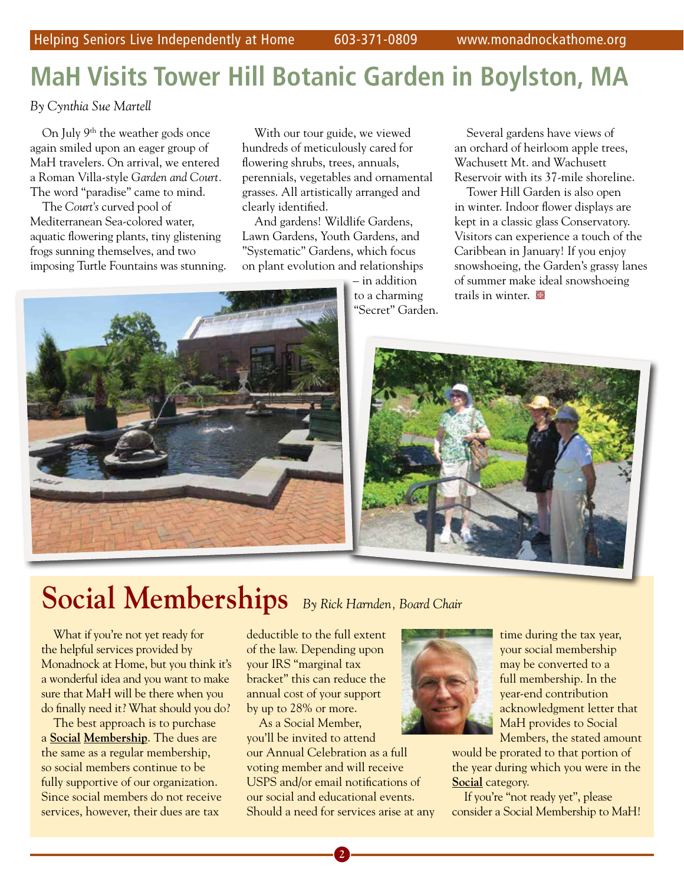# MaH Visits Tower Hill Botanic Garden in Boylston, MA

*By Cynthia Sue Martell*

On July 9th the weather gods once again smiled upon an eager group of MaH travelers. On arrival, we entered a Roman Villa-style *Garden and Court*. The word "paradise" came to mind.

The *Court's* curved pool of Mediterranean Sea-colored water, aquatic flowering plants, tiny glistening frogs sunning themselves, and two imposing Turtle Fountains was stunning.

With our tour guide, we viewed hundreds of meticulously cared for flowering shrubs, trees, annuals, perennials, vegetables and ornamental grasses. All artistically arranged and clearly identified.

And gardens! Wildlife Gardens, Lawn Gardens, Youth Gardens, and "Systematic" Gardens, which focus on plant evolution and relationships – in addition to a charming "Secret" Garden.

Several gardens have views of an orchard of heirloom apple trees, Wachusett Mt. and Wachusett Reservoir with its 37-mile shoreline.

Tower Hill Garden is also open in winter. Indoor flower displays are kept in a classic glass Conservatory. Visitors can experience a touch of the Caribbean in January! If you enjoy snowshoeing, the Garden's grassy lanes of summer make ideal snowshoeing trails in winter.

# Social Memberships

*By Rick Harnden, Board Chair*

What if you're not yet ready for the helpful services provided by Monadnock at Home, but you think it's a wonderful idea and you want to make sure that MaH will be there when you do finally need it? What should you do?

The best approach is to purchase a **Social Membership**. The dues are the same as a regular membership, so social members continue to be fully supportive of our organization. Since social members do not receive services, however, their dues are tax deductible to the full extent of the law. Depending upon your IRS "marginal tax bracket" this can reduce the annual cost of your support by up to 28% or more.

As a Social Member, you'll be invited to attend our Annual Celebration as a full voting member and will receive USPS and/or email notifications of our social and educational events. Should a need for services arise at any time during the tax year, your social membership may be converted to a full membership. In the year-end contribution acknowledgment letter that MaH provides to Social Members, the stated amount would be prorated to that portion of the year during which you were in the **Social** category.

If you're "not ready yet", please consider a Social Membership to MaH!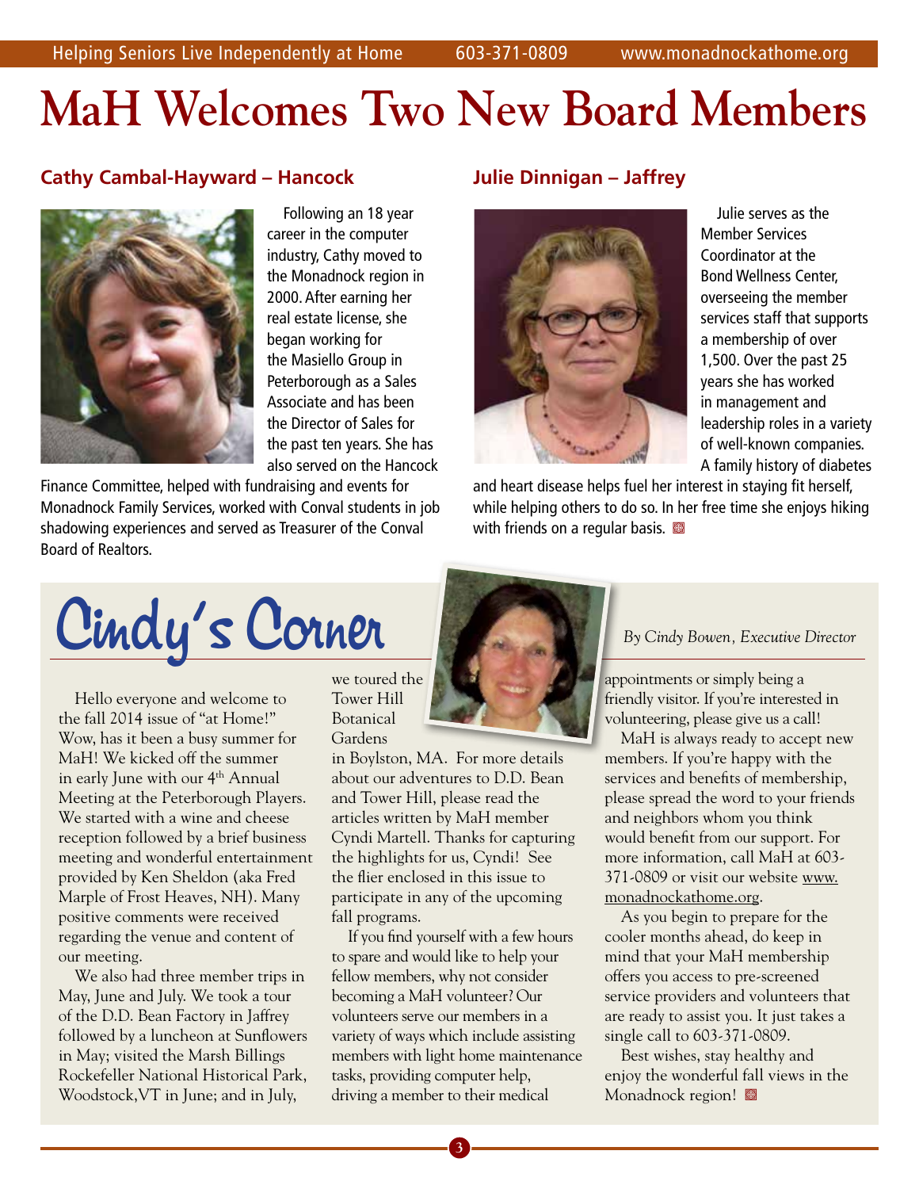# MaH Welcomes Two New Board Members

### Cathy Cambal-Hayward – Hancock

Following an 18 year career in the computer industry, Cathy moved to the Monadnock region in 2000. After earning her real estate license, she began working for the Masiello Group in Peterborough as a Sales Associate and has been the Director of Sales for the past ten years. She has also served on the Hancock Finance Committee, helped with fundraising and events for Monadnock Family Services, worked with Conval students in job shadowing experiences and served as Treasurer of the Conval Board of Realtors.

### Julie Dinnigan – Jaffrey

Julie serves as the Member Services Coordinator at the Bond Wellness Center, overseeing the member services staff that supports a membership of over 1,500. Over the past 25 years she has worked in management and leadership roles in a variety of well-known companies. A family history of diabetes and heart disease helps fuel her interest in staying fit herself, while helping others to do so. In her free time she enjoys hiking with friends on a regular basis.

## Cindy's Corner

*By Cindy Bowen, Executive Director*

Hello everyone and welcome to the fall 2014 issue of "at Home!" Wow, has it been a busy summer for MaH! We kicked off the summer in early June with our 4th Annual Meeting at the Peterborough Players. We started with a wine and cheese reception followed by a brief business meeting and wonderful entertainment provided by Ken Sheldon (aka Fred Marple of Frost Heaves, NH). Many positive comments were received regarding the venue and content of our meeting.

We also had three member trips in May, June and July. We took a tour of the D.D. Bean Factory in Jaffrey followed by a luncheon at Sunflowers in May; visited the Marsh Billings Rockefeller National Historical Park, Woodstock, VT in June; and in July, we toured the Tower Hill Botanical Gardens in Boylston, MA. For more details about our adventures to D.D. Bean and Tower Hill, please read the articles written by MaH member Cyndi Martell. Thanks for capturing the highlights for us, Cyndi! See the flier enclosed in this issue to participate in any of the upcoming fall programs.

If you find yourself with a few hours to spare and would like to help your fellow members, why not consider becoming a MaH volunteer? Our volunteers serve our members in a variety of ways which include assisting members with light home maintenance tasks, providing computer help, driving a member to their medical appointments or simply being a friendly visitor. If you're interested in volunteering, please give us a call!

MaH is always ready to accept new members. If you're happy with the services and benefits of membership, please spread the word to your friends and neighbors whom you think would benefit from our support. For more information, call MaH at 603-371-0809 or visit our website www.monadnockathome.org.

As you begin to prepare for the cooler months ahead, do keep in mind that your MaH membership offers you access to pre-screened service providers and volunteers that are ready to assist you. It just takes a single call to 603-371-0809.

Best wishes, stay healthy and enjoy the wonderful fall views in the Monadnock region!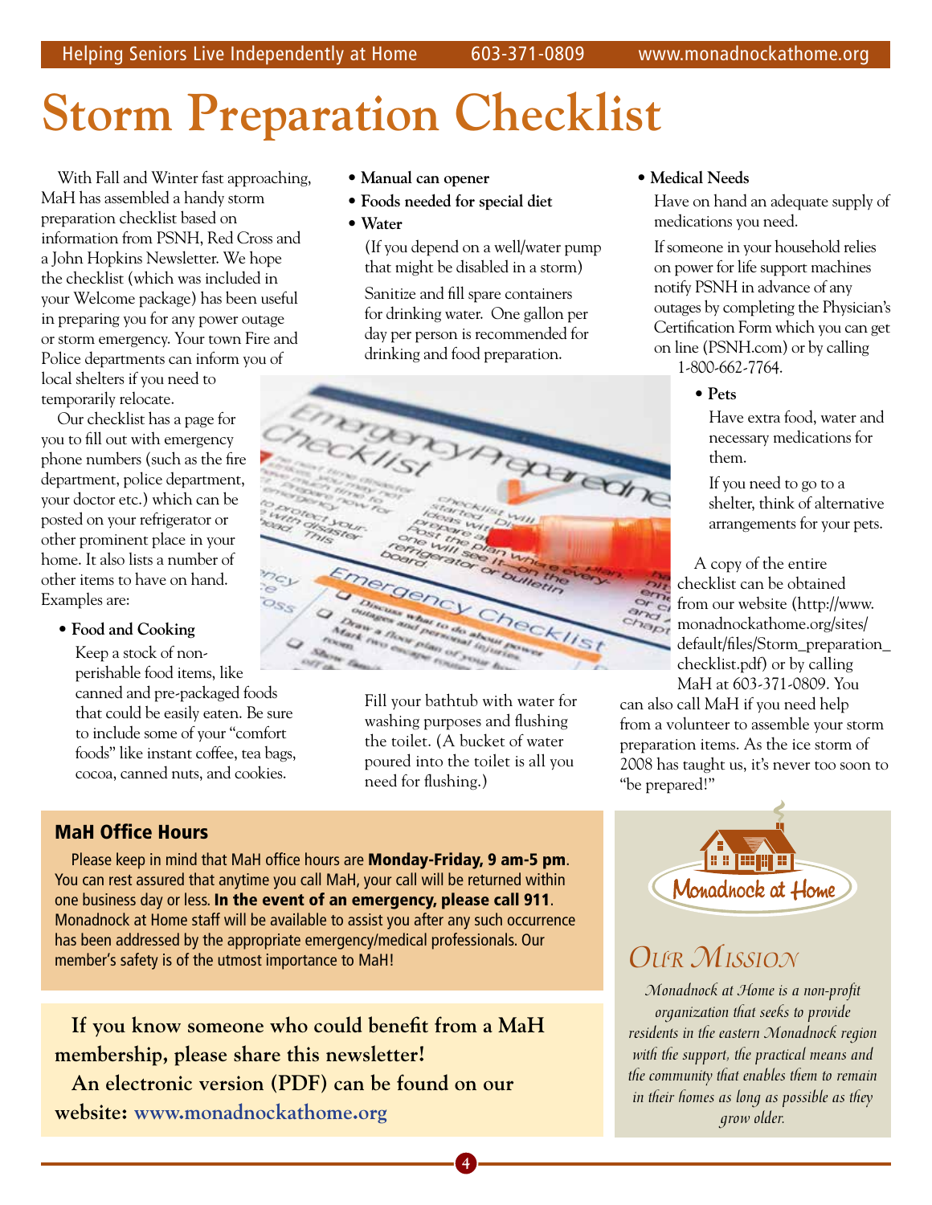# Storm Preparation Checklist

With Fall and Winter fast approaching, MaH has assembled a handy storm preparation checklist based on information from PSNH, Red Cross and a John Hopkins Newsletter. We hope the checklist (which was included in your Welcome package) has been useful in preparing you for any power outage or storm emergency. Your town Fire and Police departments can inform you of local shelters if you need to temporarily relocate.

Our checklist has a page for you to fill out with emergency phone numbers (such as the fire department, police department, your doctor etc.) which can be posted on your refrigerator or other prominent place in your home. It also lists a number of other items to have on hand. Examples are:

- **Food and Cooking**

  Keep a stock of non-perishable food items, like canned and pre-packaged foods that could be easily eaten. Be sure to include some of your "comfort foods" like instant coffee, tea bags, cocoa, canned nuts, and cookies.

- **Manual can opener**
- **Foods needed for special diet**
- **Water**

  (If you depend on a well/water pump that might be disabled in a storm)

  Sanitize and fill spare containers for drinking water. One gallon per day per person is recommended for drinking and food preparation.

  Fill your bathtub with water for washing purposes and flushing the toilet. (A bucket of water poured into the toilet is all you need for flushing.)

- **Medical Needs**

  Have on hand an adequate supply of medications you need.

  If someone in your household relies on power for life support machines notify PSNH in advance of any outages by completing the Physician's Certification Form which you can get on line (PSNH.com) or by calling 1-800-662-7764.

- **Pets**

  Have extra food, water and necessary medications for them.

  If you need to go to a shelter, think of alternative arrangements for your pets.

A copy of the entire checklist can be obtained from our website (http://www.monadnockathome.org/sites/default/files/Storm_preparation_checklist.pdf) or by calling MaH at 603-371-0809. You can also call MaH if you need help from a volunteer to assemble your storm preparation items. As the ice storm of 2008 has taught us, it's never too soon to "be prepared!"

## MaH Office Hours

Please keep in mind that MaH office hours are **Monday-Friday, 9 am-5 pm**. You can rest assured that anytime you call MaH, your call will be returned within one business day or less. **In the event of an emergency, please call 911**. Monadnock at Home staff will be available to assist you after any such occurrence has been addressed by the appropriate emergency/medical professionals. Our member's safety is of the utmost importance to MaH!

**If you know someone who could benefit from a MaH membership, please share this newsletter!**

**An electronic version (PDF) can be found on our website: www.monadnockathome.org**

Monadnock at Home

## Our Mission

*Monadnock at Home is a non-profit organization that seeks to provide residents in the eastern Monadnock region with the support, the practical means and the community that enables them to remain in their homes as long as possible as they grow older.*